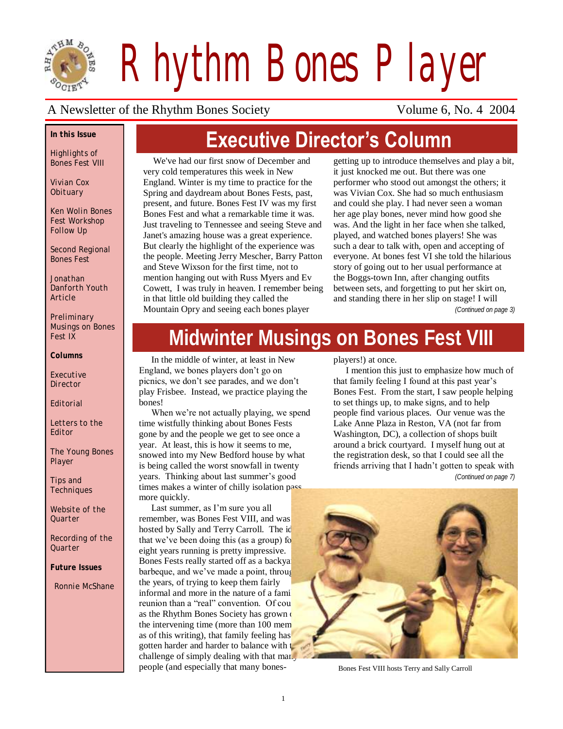# Rhythm Bones Player

A Newsletter of the Rhythm Bones Society — Volume 6, No. 4 2004

**In this Issue**

Highlights of Bones Fest VIII

Vivian Cox Obituary

Ken Wolin Bones Fest Workshop Follow Up

Second Regional Bones Fest

Jonathan Danforth Youth Article

Preliminary Musings on Bones Fest IX

**Columns**

Executive Director

Editorial

Letters to the Editor

The Young Bones Player

Tips and Techniques

Website of the Quarter

Recording of the Quarter

**Future Issues**

Ronnie McShane

## Executive Director's Column

We've had our first snow of December and very cold temperatures this week in New England. Winter is my time to practice for the Spring and daydream about Bones Fests, past, present, and future. Bones Fest IV was my first Bones Fest and what a remarkable time it was. Just traveling to Tennessee and seeing Steve and Janet's amazing house was a great experience. But clearly the highlight of the experience was the people. Meeting Jerry Mescher, Barry Patton and Steve Wixson for the first time, not to mention hanging out with Russ Myers and Ev Cowett, I was truly in heaven. I remember being in that little old building they called the Mountain Opry and seeing each bones player getting up to introduce themselves and play a bit, it just knocked me out. But there was one performer who stood out amongst the others; it was Vivian Cox. She had so much enthusiasm and could she play. I had never seen a woman her age play bones, never mind how good she was. And the light in her face when she talked, played, and watched bones players! She was such a dear to talk with, open and accepting of everyone. At bones fest VI she told the hilarious story of going out to her usual performance at the Boggs-town Inn, after changing outfits between sets, and forgetting to put her skirt on, and standing there in her slip on stage! I will

*(Continued on page 3)*

## Midwinter Musings on Bones Fest VIII

In the middle of winter, at least in New England, we bones players don't go on picnics, we don't see parades, and we don't play Frisbee. Instead, we practice playing the bones!

When we're not actually playing, we spend time wistfully thinking about Bones Fests gone by and the people we get to see once a year. At least, this is how it seems to me, snowed into my New Bedford house by what is being called the worst snowfall in twenty years. Thinking about last summer's good times makes a winter of chilly isolation pass more quickly.

Last summer, as I'm sure you all remember, was Bones Fest VIII, and was hosted by Sally and Terry Carroll. The idea that we've been doing this (as a group) for eight years running is pretty impressive. Bones Fests really started off as a backyard barbeque, and we've made a point, through the years, of trying to keep them fairly informal and more in the nature of a family reunion than a "real" convention. Of course, as the Rhythm Bones Society has grown over the intervening time (more than 100 members as of this writing), that family feeling has gotten harder and harder to balance with the challenge of simply dealing with that many people (and especially that many bones-players!) at once.

I mention this just to emphasize how much of that family feeling I found at this past year's Bones Fest. From the start, I saw people helping to set things up, to make signs, and to help people find various places. Our venue was the Lake Anne Plaza in Reston, VA (not far from Washington, DC), a collection of shops built around a brick courtyard. I myself hung out at the registration desk, so that I could see all the friends arriving that I hadn't gotten to speak with

*(Continued on page 7)*

Bones Fest VIII hosts Terry and Sally Carroll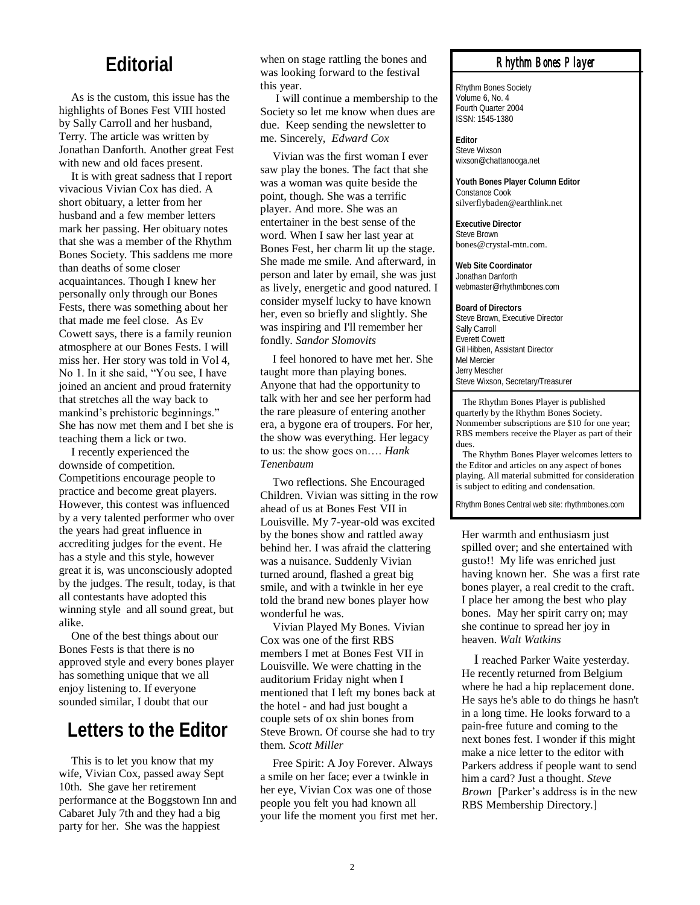## Editorial

As is the custom, this issue has the highlights of Bones Fest VIII hosted by Sally Carroll and her husband, Terry. The article was written by Jonathan Danforth. Another great Fest with new and old faces present.

It is with great sadness that I report vivacious Vivian Cox has died. A short obituary, a letter from her husband and a few member letters mark her passing. Her obituary notes that she was a member of the Rhythm Bones Society. This saddens me more than deaths of some closer acquaintances. Though I knew her personally only through our Bones Fests, there was something about her that made me feel close. As Ev Cowett says, there is a family reunion atmosphere at our Bones Fests. I will miss her. Her story was told in Vol 4, No 1. In it she said, "You see, I have joined an ancient and proud fraternity that stretches all the way back to mankind's prehistoric beginnings." She has now met them and I bet she is teaching them a lick or two.

I recently experienced the downside of competition. Competitions encourage people to practice and become great players. However, this contest was influenced by a very talented performer who over the years had great influence in accrediting judges for the event. He has a style and this style, however great it is, was unconsciously adopted by the judges. The result, today, is that all contestants have adopted this winning style and all sound great, but alike.

One of the best things about our Bones Fests is that there is no approved style and every bones player has something unique that we all enjoy listening to. If everyone sounded similar, I doubt that our

## Letters to the Editor

This is to let you know that my wife, Vivian Cox, passed away Sept 10th. She gave her retirement performance at the Boggstown Inn and Cabaret July 7th and they had a big party for her. She was the happiest when on stage rattling the bones and was looking forward to the festival this year.

I will continue a membership to the Society so let me know when dues are due. Keep sending the newsletter to me. Sincerely, *Edward Cox*

Vivian was the first woman I ever saw play the bones. The fact that she was a woman was quite beside the point, though. She was a terrific player. And more. She was an entertainer in the best sense of the word. When I saw her last year at Bones Fest, her charm lit up the stage. She made me smile. And afterward, in person and later by email, she was just as lively, energetic and good natured. I consider myself lucky to have known her, even so briefly and slightly. She was inspiring and I'll remember her fondly. *Sandor Slomovits*

I feel honored to have met her. She taught more than playing bones. Anyone that had the opportunity to talk with her and see her perform had the rare pleasure of entering another era, a bygone era of troupers. For her, the show was everything. Her legacy to us: the show goes on…. *Hank Tenenbaum*

Two reflections. She Encouraged Children. Vivian was sitting in the row ahead of us at Bones Fest VII in Louisville. My 7-year-old was excited by the bones show and rattled away behind her. I was afraid the clattering was a nuisance. Suddenly Vivian turned around, flashed a great big smile, and with a twinkle in her eye told the brand new bones player how wonderful he was.

Vivian Played My Bones. Vivian Cox was one of the first RBS members I met at Bones Fest VII in Louisville. We were chatting in the auditorium Friday night when I mentioned that I left my bones back at the hotel - and had just bought a couple sets of ox shin bones from Steve Brown. Of course she had to try them. *Scott Miller*

Free Spirit: A Joy Forever. Always a smile on her face; ever a twinkle in her eye, Vivian Cox was one of those people you felt you had known all your life the moment you first met her. Her warmth and enthusiasm just spilled over; and she entertained with gusto!! My life was enriched just having known her. She was a first rate bones player, a real credit to the craft. I place her among the best who play bones. May her spirit carry on; may she continue to spread her joy in heaven. *Walt Watkins*

I reached Parker Waite yesterday. He recently returned from Belgium where he had a hip replacement done. He says he's able to do things he hasn't in a long time. He looks forward to a pain-free future and coming to the next bones fest. I wonder if this might make a nice letter to the editor with Parkers address if people want to send him a card? Just a thought. *Steve Brown* [Parker's address is in the new RBS Membership Directory.]

---

### Rhythm Bones Player

Rhythm Bones Society
Volume 6, No. 4
Fourth Quarter 2004
ISSN: 1545-1380

**Editor**
Steve Wixson
wixson@chattanooga.net

**Youth Bones Player Column Editor**
Constance Cook
silverflybaden@earthlink.net

**Executive Director**
Steve Brown
bones@crystal-mtn.com.

**Web Site Coordinator**
Jonathan Danforth
webmaster@rhythmbones.com

**Board of Directors**
Steve Brown, Executive Director
Sally Carroll
Everett Cowett
Gil Hibben, Assistant Director
Mel Mercier
Jerry Mescher
Steve Wixson, Secretary/Treasurer

The Rhythm Bones Player is published quarterly by the Rhythm Bones Society. Nonmember subscriptions are $10 for one year; RBS members receive the Player as part of their dues.

The Rhythm Bones Player welcomes letters to the Editor and articles on any aspect of bones playing. All material submitted for consideration is subject to editing and condensation.

Rhythm Bones Central web site: rhythmbones.com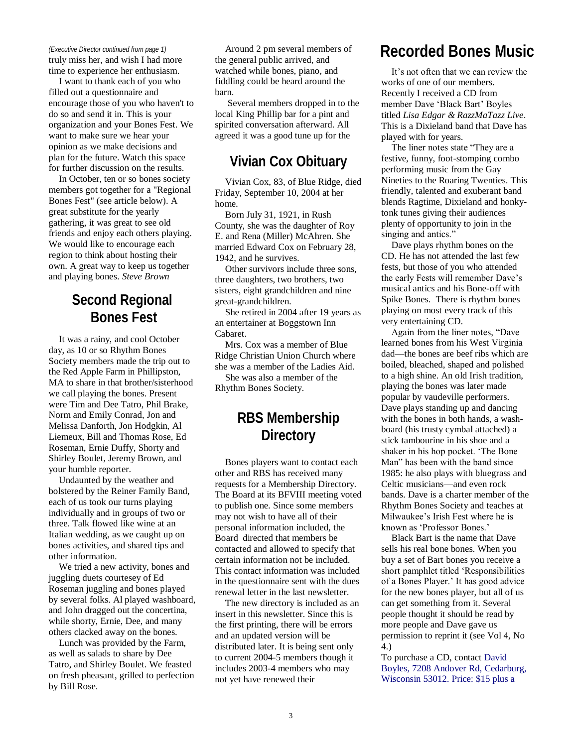*(Executive Director continued from page 1)* truly miss her, and wish I had more time to experience her enthusiasm.

I want to thank each of you who filled out a questionnaire and encourage those of you who haven't to do so and send it in. This is your organization and your Bones Fest. We want to make sure we hear your opinion as we make decisions and plan for the future. Watch this space for further discussion on the results.

In October, ten or so bones society members got together for a "Regional Bones Fest" (see article below). A great substitute for the yearly gathering, it was great to see old friends and enjoy each others playing. We would like to encourage each region to think about hosting their own. A great way to keep us together and playing bones. *Steve Brown*

## Second Regional Bones Fest

It was a rainy, and cool October day, as 10 or so Rhythm Bones Society members made the trip out to the Red Apple Farm in Phillipston, MA to share in that brother/sisterhood we call playing the bones. Present were Tim and Dee Tatro, Phil Brake, Norm and Emily Conrad, Jon and Melissa Danforth, Jon Hodgkin, Al Liemeux, Bill and Thomas Rose, Ed Roseman, Ernie Duffy, Shorty and Shirley Boulet, Jeremy Brown, and your humble reporter.

Undaunted by the weather and bolstered by the Reiner Family Band, each of us took our turns playing individually and in groups of two or three. Talk flowed like wine at an Italian wedding, as we caught up on bones activities, and shared tips and other information.

We tried a new activity, bones and juggling duets courtesey of Ed Roseman juggling and bones played by several folks. Al played washboard, and John dragged out the concertina, while shorty, Ernie, Dee, and many others clacked away on the bones.

Lunch was provided by the Farm, as well as salads to share by Dee Tatro, and Shirley Boulet. We feasted on fresh pheasant, grilled to perfection by Bill Rose.

Around 2 pm several members of the general public arrived, and watched while bones, piano, and fiddling could be heard around the barn.

Several members dropped in to the local King Phillip bar for a pint and spirited conversation afterward. All agreed it was a good tune up for the

## Vivian Cox Obituary

Vivian Cox, 83, of Blue Ridge, died Friday, September 10, 2004 at her home.

Born July 31, 1921, in Rush County, she was the daughter of Roy E. and Rena (Miller) McAhren. She married Edward Cox on February 28, 1942, and he survives.

Other survivors include three sons, three daughters, two brothers, two sisters, eight grandchildren and nine great-grandchildren.

She retired in 2004 after 19 years as an entertainer at Boggstown Inn Cabaret.

Mrs. Cox was a member of Blue Ridge Christian Union Church where she was a member of the Ladies Aid.

She was also a member of the Rhythm Bones Society.

## RBS Membership Directory

Bones players want to contact each other and RBS has received many requests for a Membership Directory. The Board at its BFVIII meeting voted to publish one. Since some members may not wish to have all of their personal information included, the Board directed that members be contacted and allowed to specify that certain information not be included. This contact information was included in the questionnaire sent with the dues renewal letter in the last newsletter.

The new directory is included as an insert in this newsletter. Since this is the first printing, there will be errors and an updated version will be distributed later. It is being sent only to current 2004-5 members though it includes 2003-4 members who may not yet have renewed their

## Recorded Bones Music

It's not often that we can review the works of one of our members. Recently I received a CD from member Dave 'Black Bart' Boyles titled *Lisa Edgar & RazzMaTazz Live*. This is a Dixieland band that Dave has played with for years.

The liner notes state "They are a festive, funny, foot-stomping combo performing music from the Gay Nineties to the Roaring Twenties. This friendly, talented and exuberant band blends Ragtime, Dixieland and honky-tonk tunes giving their audiences plenty of opportunity to join in the singing and antics."

Dave plays rhythm bones on the CD. He has not attended the last few fests, but those of you who attended the early Fests will remember Dave's musical antics and his Bone-off with Spike Bones. There is rhythm bones playing on most every track of this very entertaining CD.

Again from the liner notes, "Dave learned bones from his West Virginia dad—the bones are beef ribs which are boiled, bleached, shaped and polished to a high shine. An old Irish tradition, playing the bones was later made popular by vaudeville performers. Dave plays standing up and dancing with the bones in both hands, a wash-board (his trusty cymbal attached) a stick tambourine in his shoe and a shaker in his hop pocket. 'The Bone Man" has been with the band since 1985: he also plays with bluegrass and Celtic musicians—and even rock bands. Dave is a charter member of the Rhythm Bones Society and teaches at Milwaukee's Irish Fest where he is known as 'Professor Bones.'

Black Bart is the name that Dave sells his real bone bones. When you buy a set of Bart bones you receive a short pamphlet titled 'Responsibilities of a Bones Player.' It has good advice for the new bones player, but all of us can get something from it. Several people thought it should be read by more people and Dave gave us permission to reprint it (see Vol 4, No 4.)

To purchase a CD, contact David Boyles, 7208 Andover Rd, Cedarburg, Wisconsin 53012. Price: $15 plus a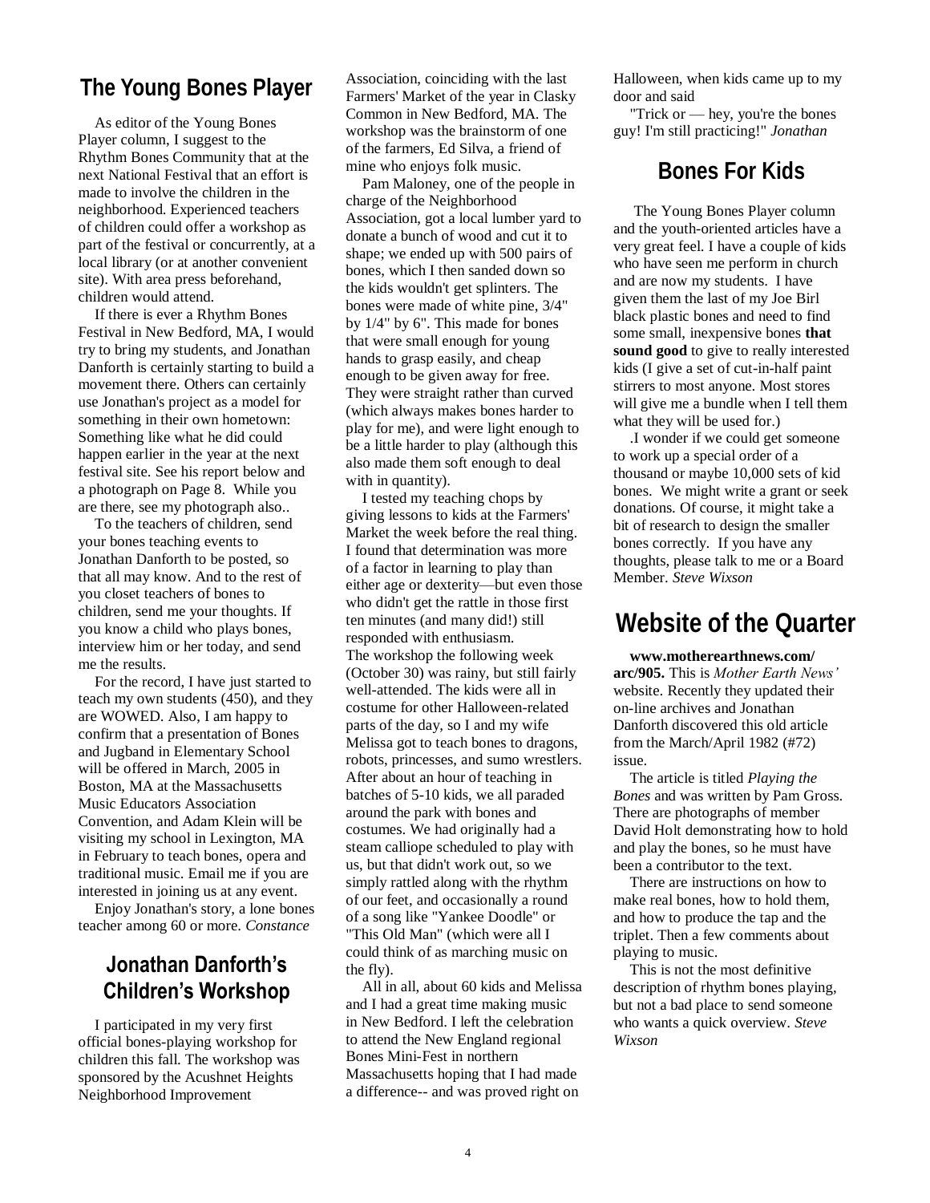## The Young Bones Player

As editor of the Young Bones Player column, I suggest to the Rhythm Bones Community that at the next National Festival that an effort is made to involve the children in the neighborhood. Experienced teachers of children could offer a workshop as part of the festival or concurrently, at a local library (or at another convenient site). With area press beforehand, children would attend.

If there is ever a Rhythm Bones Festival in New Bedford, MA, I would try to bring my students, and Jonathan Danforth is certainly starting to build a movement there. Others can certainly use Jonathan's project as a model for something in their own hometown: Something like what he did could happen earlier in the year at the next festival site. See his report below and a photograph on Page 8. While you are there, see my photograph also..

To the teachers of children, send your bones teaching events to Jonathan Danforth to be posted, so that all may know. And to the rest of you closet teachers of bones to children, send me your thoughts. If you know a child who plays bones, interview him or her today, and send me the results.

For the record, I have just started to teach my own students (450), and they are WOWED. Also, I am happy to confirm that a presentation of Bones and Jugband in Elementary School will be offered in March, 2005 in Boston, MA at the Massachusetts Music Educators Association Convention, and Adam Klein will be visiting my school in Lexington, MA in February to teach bones, opera and traditional music. Email me if you are interested in joining us at any event.

Enjoy Jonathan's story, a lone bones teacher among 60 or more. *Constance*

## Jonathan Danforth's Children's Workshop

I participated in my very first official bones-playing workshop for children this fall. The workshop was sponsored by the Acushnet Heights Neighborhood Improvement Association, coinciding with the last Farmers' Market of the year in Clasky Common in New Bedford, MA. The workshop was the brainstorm of one of the farmers, Ed Silva, a friend of mine who enjoys folk music.

Pam Maloney, one of the people in charge of the Neighborhood Association, got a local lumber yard to donate a bunch of wood and cut it to shape; we ended up with 500 pairs of bones, which I then sanded down so the kids wouldn't get splinters. The bones were made of white pine, 3/4" by 1/4" by 6". This made for bones that were small enough for young hands to grasp easily, and cheap enough to be given away for free. They were straight rather than curved (which always makes bones harder to play for me), and were light enough to be a little harder to play (although this also made them soft enough to deal with in quantity).

I tested my teaching chops by giving lessons to kids at the Farmers' Market the week before the real thing. I found that determination was more of a factor in learning to play than either age or dexterity—but even those who didn't get the rattle in those first ten minutes (and many did!) still responded with enthusiasm.

The workshop the following week (October 30) was rainy, but still fairly well-attended. The kids were all in costume for other Halloween-related parts of the day, so I and my wife Melissa got to teach bones to dragons, robots, princesses, and sumo wrestlers. After about an hour of teaching in batches of 5-10 kids, we all paraded around the park with bones and costumes. We had originally had a steam calliope scheduled to play with us, but that didn't work out, so we simply rattled along with the rhythm of our feet, and occasionally a round of a song like "Yankee Doodle" or "This Old Man" (which were all I could think of as marching music on the fly).

All in all, about 60 kids and Melissa and I had a great time making music in New Bedford. I left the celebration to attend the New England regional Bones Mini-Fest in northern Massachusetts hoping that I had made a difference-- and was proved right on Halloween, when kids came up to my door and said

"Trick or — hey, you're the bones guy! I'm still practicing!" *Jonathan*

## Bones For Kids

The Young Bones Player column and the youth-oriented articles have a very great feel. I have a couple of kids who have seen me perform in church and are now my students. I have given them the last of my Joe Birl black plastic bones and need to find some small, inexpensive bones **that sound good** to give to really interested kids (I give a set of cut-in-half paint stirrers to most anyone. Most stores will give me a bundle when I tell them what they will be used for.)

.I wonder if we could get someone to work up a special order of a thousand or maybe 10,000 sets of kid bones. We might write a grant or seek donations. Of course, it might take a bit of research to design the smaller bones correctly. If you have any thoughts, please talk to me or a Board Member. *Steve Wixson*

## Website of the Quarter

**www.motherearthnews.com/arc/905.** This is *Mother Earth News'* website. Recently they updated their on-line archives and Jonathan Danforth discovered this old article from the March/April 1982 (#72) issue.

The article is titled *Playing the Bones* and was written by Pam Gross. There are photographs of member David Holt demonstrating how to hold and play the bones, so he must have been a contributor to the text.

There are instructions on how to make real bones, how to hold them, and how to produce the tap and the triplet. Then a few comments about playing to music.

This is not the most definitive description of rhythm bones playing, but not a bad place to send someone who wants a quick overview. *Steve Wixson*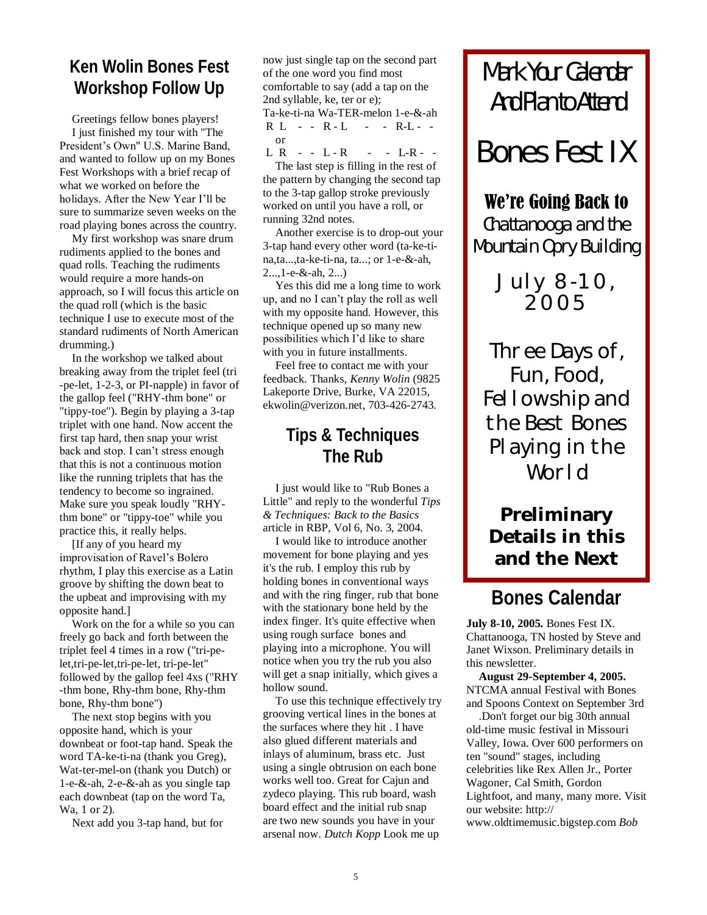## Ken Wolin Bones Fest Workshop Follow Up

Greetings fellow bones players!

I just finished my tour with "The President's Own" U.S. Marine Band, and wanted to follow up on my Bones Fest Workshops with a brief recap of what we worked on before the holidays. After the New Year I'll be sure to summarize seven weeks on the road playing bones across the country.

My first workshop was snare drum rudiments applied to the bones and quad rolls. Teaching the rudiments would require a more hands-on approach, so I will focus this article on the quad roll (which is the basic technique I use to execute most of the standard rudiments of North American drumming.)

In the workshop we talked about breaking away from the triplet feel (tri-pe-let, 1-2-3, or PI-napple) in favor of the gallop feel ("RHY-thm bone" or "tippy-toe"). Begin by playing a 3-tap triplet with one hand. Now accent the first tap hard, then snap your wrist back and stop. I can't stress enough that this is not a continuous motion like the running triplets that has the tendency to become so ingrained. Make sure you speak loudly "RHY-thm bone" or "tippy-toe" while you practice this, it really helps.

[If any of you heard my improvisation of Ravel's Bolero rhythm, I play this exercise as a Latin groove by shifting the down beat to the upbeat and improvising with my opposite hand.]

Work on the for a while so you can freely go back and forth between the triplet feel 4 times in a row ("tri-pe-let,tri-pe-let,tri-pe-let, tri-pe-let" followed by the gallop feel 4xs ("RHY-thm bone, Rhy-thm bone, Rhy-thm bone, Rhy-thm bone")

The next stop begins with you opposite hand, which is your downbeat or foot-tap hand. Speak the word TA-ke-ti-na (thank you Greg), Wat-ter-mel-on (thank you Dutch) or 1-e-&-ah, 2-e-&-ah as you single tap each downbeat (tap on the word Ta, Wa, 1 or 2).

Next add you 3-tap hand, but for now just single tap on the second part of the one word you find most comfortable to say (add a tap on the 2nd syllable, ke, ter or e);

Ta-ke-ti-na Wa-TER-melon 1-e-&-ah
R L - - R - L - - R-L - -
or
L R - - L - R - - L-R - -

The last step is filling in the rest of the pattern by changing the second tap to the 3-tap gallop stroke previously worked on until you have a roll, or running 32nd notes.

Another exercise is to drop-out your 3-tap hand every other word (ta-ke-ti-na,ta...,ta-ke-ti-na, ta...; or 1-e-&-ah, 2...,1-e-&-ah, 2...)

Yes this did me a long time to work up, and no I can't play the roll as well with my opposite hand. However, this technique opened up so many new possibilities which I'd like to share with you in future installments.

Feel free to contact me with your feedback. Thanks, *Kenny Wolin* (9825 Lakeporte Drive, Burke, VA 22015, ekwolin@verizon.net, 703-426-2743.

## Tips & Techniques The Rub

I just would like to "Rub Bones a Little" and reply to the wonderful *Tips & Techniques: Back to the Basics* article in RBP, Vol 6, No. 3, 2004.

I would like to introduce another movement for bone playing and yes it's the rub. I employ this rub by holding bones in conventional ways and with the ring finger, rub that bone with the stationary bone held by the index finger. It's quite effective when using rough surface bones and playing into a microphone. You will notice when you try the rub you also will get a snap initially, which gives a hollow sound.

To use this technique effectively try grooving vertical lines in the bones at the surfaces where they hit . I have also glued different materials and inlays of aluminum, brass etc. Just using a single obtrusion on each bone works well too. Great for Cajun and zydeco playing. This rub board, wash board effect and the initial rub snap are two new sounds you have in your arsenal now. *Dutch Kopp* Look me up

---

Mark Your Calendar And Plan to Attend

# Bones Fest IX

**We're Going Back to** Chattanooga and the Mountain Opry Building

July 8-10, 2005

Three Days of, Fun, Food, Fellowship and the Best Bones Playing in the World

**Preliminary Details in this and the Next**

---

## Bones Calendar

**July 8-10, 2005.** Bones Fest IX. Chattanooga, TN hosted by Steve and Janet Wixson. Preliminary details in this newsletter.

**August 29-September 4, 2005.** NTCMA annual Festival with Bones and Spoons Context on September 3rd .Don't forget our big 30th annual old-time music festival in Missouri Valley, Iowa. Over 600 performers on ten "sound" stages, including celebrities like Rex Allen Jr., Porter Wagoner, Cal Smith, Gordon Lightfoot, and many, many more. Visit our website: http://www.oldtimemusic.bigstep.com *Bob*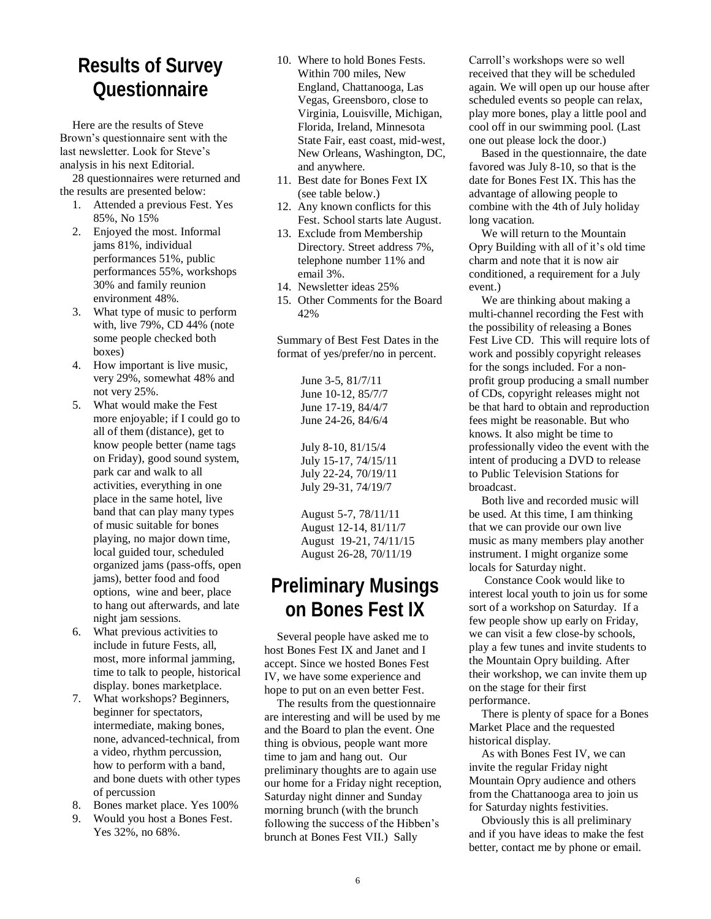# Results of Survey Questionnaire

Here are the results of Steve Brown's questionnaire sent with the last newsletter. Look for Steve's analysis in his next Editorial.

28 questionnaires were returned and the results are presented below:

1. Attended a previous Fest. Yes 85%, No 15%
2. Enjoyed the most. Informal jams 81%, individual performances 51%, public performances 55%, workshops 30% and family reunion environment 48%.
3. What type of music to perform with, live 79%, CD 44% (note some people checked both boxes)
4. How important is live music, very 29%, somewhat 48% and not very 25%.
5. What would make the Fest more enjoyable; if I could go to all of them (distance), get to know people better (name tags on Friday), good sound system, park car and walk to all activities, everything in one place in the same hotel, live band that can play many types of music suitable for bones playing, no major down time, local guided tour, scheduled organized jams (pass-offs, open jams), better food and food options, wine and beer, place to hang out afterwards, and late night jam sessions.
6. What previous activities to include in future Fests, all, most, more informal jamming, time to talk to people, historical display. bones marketplace.
7. What workshops? Beginners, beginner for spectators, intermediate, making bones, none, advanced-technical, from a video, rhythm percussion, how to perform with a band, and bone duets with other types of percussion
8. Bones market place. Yes 100%
9. Would you host a Bones Fest. Yes 32%, no 68%.
10. Where to hold Bones Fests. Within 700 miles, New England, Chattanooga, Las Vegas, Greensboro, close to Virginia, Louisville, Michigan, Florida, Ireland, Minnesota State Fair, east coast, mid-west, New Orleans, Washington, DC, and anywhere.
11. Best date for Bones Fext IX (see table below.)
12. Any known conflicts for this Fest. School starts late August.
13. Exclude from Membership Directory. Street address 7%, telephone number 11% and email 3%.
14. Newsletter ideas 25%
15. Other Comments for the Board 42%

Summary of Best Fest Dates in the format of yes/prefer/no in percent.

June 3-5, 81/7/11
June 10-12, 85/7/7
June 17-19, 84/4/7
June 24-26, 84/6/4

July 8-10, 81/15/4
July 15-17, 74/15/11
July 22-24, 70/19/11
July 29-31, 74/19/7

August 5-7, 78/11/11
August 12-14, 81/11/7
August 19-21, 74/11/15
August 26-28, 70/11/19

# Preliminary Musings on Bones Fest IX

Several people have asked me to host Bones Fest IX and Janet and I accept. Since we hosted Bones Fest IV, we have some experience and hope to put on an even better Fest.

The results from the questionnaire are interesting and will be used by me and the Board to plan the event. One thing is obvious, people want more time to jam and hang out. Our preliminary thoughts are to again use our home for a Friday night reception, Saturday night dinner and Sunday morning brunch (with the brunch following the success of the Hibben's brunch at Bones Fest VII.) Sally Carroll's workshops were so well received that they will be scheduled again. We will open up our house after scheduled events so people can relax, play more bones, play a little pool and cool off in our swimming pool. (Last one out please lock the door.)

Based in the questionnaire, the date favored was July 8-10, so that is the date for Bones Fest IX. This has the advantage of allowing people to combine with the 4th of July holiday long vacation.

We will return to the Mountain Opry Building with all of it's old time charm and note that it is now air conditioned, a requirement for a July event.)

We are thinking about making a multi-channel recording the Fest with the possibility of releasing a Bones Fest Live CD. This will require lots of work and possibly copyright releases for the songs included. For a non-profit group producing a small number of CDs, copyright releases might not be that hard to obtain and reproduction fees might be reasonable. But who knows. It also might be time to professionally video the event with the intent of producing a DVD to release to Public Television Stations for broadcast.

Both live and recorded music will be used. At this time, I am thinking that we can provide our own live music as many members play another instrument. I might organize some locals for Saturday night.

Constance Cook would like to interest local youth to join us for some sort of a workshop on Saturday. If a few people show up early on Friday, we can visit a few close-by schools, play a few tunes and invite students to the Mountain Opry building. After their workshop, we can invite them up on the stage for their first performance.

There is plenty of space for a Bones Market Place and the requested historical display.

As with Bones Fest IV, we can invite the regular Friday night Mountain Opry audience and others from the Chattanooga area to join us for Saturday nights festivities.

Obviously this is all preliminary and if you have ideas to make the fest better, contact me by phone or email.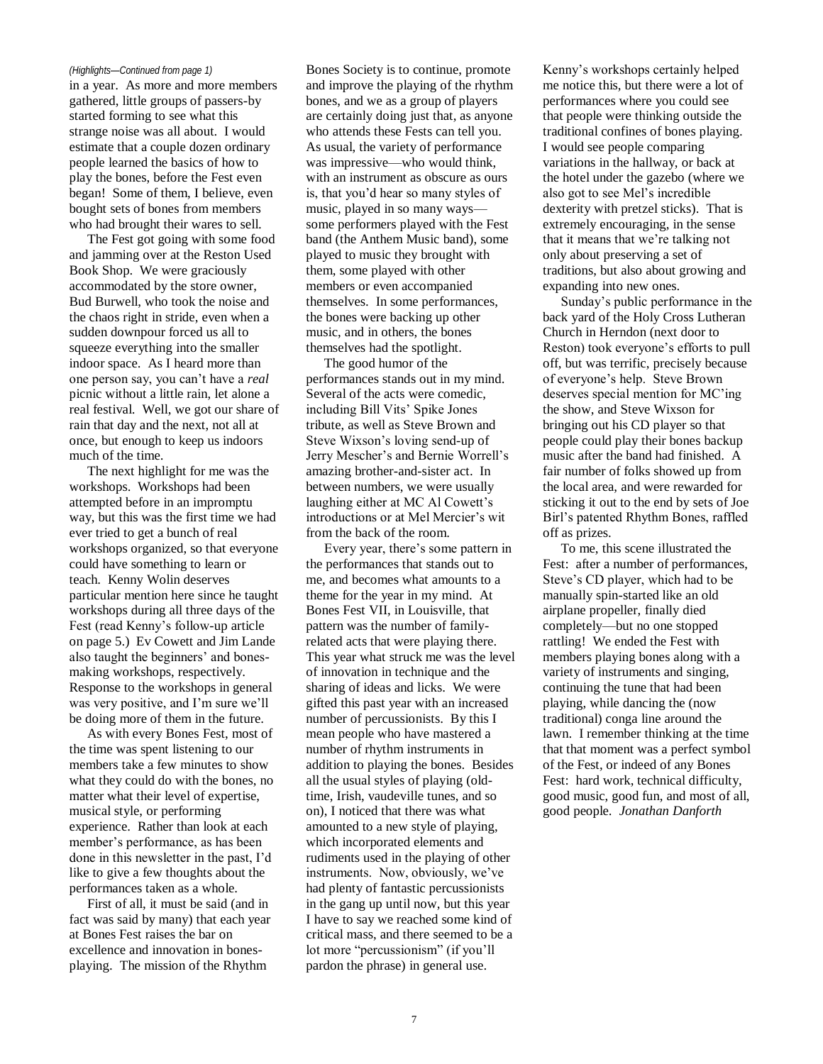*(Highlights—Continued from page 1)*

in a year. As more and more members gathered, little groups of passers-by started forming to see what this strange noise was all about. I would estimate that a couple dozen ordinary people learned the basics of how to play the bones, before the Fest even began! Some of them, I believe, even bought sets of bones from members who had brought their wares to sell.

The Fest got going with some food and jamming over at the Reston Used Book Shop. We were graciously accommodated by the store owner, Bud Burwell, who took the noise and the chaos right in stride, even when a sudden downpour forced us all to squeeze everything into the smaller indoor space. As I heard more than one person say, you can't have a *real* picnic without a little rain, let alone a real festival. Well, we got our share of rain that day and the next, not all at once, but enough to keep us indoors much of the time.

The next highlight for me was the workshops. Workshops had been attempted before in an impromptu way, but this was the first time we had ever tried to get a bunch of real workshops organized, so that everyone could have something to learn or teach. Kenny Wolin deserves particular mention here since he taught workshops during all three days of the Fest (read Kenny's follow-up article on page 5.) Ev Cowett and Jim Lande also taught the beginners' and bones-making workshops, respectively. Response to the workshops in general was very positive, and I'm sure we'll be doing more of them in the future.

As with every Bones Fest, most of the time was spent listening to our members take a few minutes to show what they could do with the bones, no matter what their level of expertise, musical style, or performing experience. Rather than look at each member's performance, as has been done in this newsletter in the past, I'd like to give a few thoughts about the performances taken as a whole.

First of all, it must be said (and in fact was said by many) that each year at Bones Fest raises the bar on excellence and innovation in bones-playing. The mission of the Rhythm Bones Society is to continue, promote and improve the playing of the rhythm bones, and we as a group of players are certainly doing just that, as anyone who attends these Fests can tell you. As usual, the variety of performance was impressive—who would think, with an instrument as obscure as ours is, that you'd hear so many styles of music, played in so many ways—some performers played with the Fest band (the Anthem Music band), some played to music they brought with them, some played with other members or even accompanied themselves. In some performances, the bones were backing up other music, and in others, the bones themselves had the spotlight.

The good humor of the performances stands out in my mind. Several of the acts were comedic, including Bill Vits' Spike Jones tribute, as well as Steve Brown and Steve Wixson's loving send-up of Jerry Mescher's and Bernie Worrell's amazing brother-and-sister act. In between numbers, we were usually laughing either at MC Al Cowett's introductions or at Mel Mercier's wit from the back of the room.

Every year, there's some pattern in the performances that stands out to me, and becomes what amounts to a theme for the year in my mind. At Bones Fest VII, in Louisville, that pattern was the number of family-related acts that were playing there. This year what struck me was the level of innovation in technique and the sharing of ideas and licks. We were gifted this past year with an increased number of percussionists. By this I mean people who have mastered a number of rhythm instruments in addition to playing the bones. Besides all the usual styles of playing (old-time, Irish, vaudeville tunes, and so on), I noticed that there was what amounted to a new style of playing, which incorporated elements and rudiments used in the playing of other instruments. Now, obviously, we've had plenty of fantastic percussionists in the gang up until now, but this year I have to say we reached some kind of critical mass, and there seemed to be a lot more "percussionism" (if you'll pardon the phrase) in general use. Kenny's workshops certainly helped me notice this, but there were a lot of performances where you could see that people were thinking outside the traditional confines of bones playing. I would see people comparing variations in the hallway, or back at the hotel under the gazebo (where we also got to see Mel's incredible dexterity with pretzel sticks). That is extremely encouraging, in the sense that it means that we're talking not only about preserving a set of traditions, but also about growing and expanding into new ones.

Sunday's public performance in the back yard of the Holy Cross Lutheran Church in Herndon (next door to Reston) took everyone's efforts to pull off, but was terrific, precisely because of everyone's help. Steve Brown deserves special mention for MC'ing the show, and Steve Wixson for bringing out his CD player so that people could play their bones backup music after the band had finished. A fair number of folks showed up from the local area, and were rewarded for sticking it out to the end by sets of Joe Birl's patented Rhythm Bones, raffled off as prizes.

To me, this scene illustrated the Fest: after a number of performances, Steve's CD player, which had to be manually spin-started like an old airplane propeller, finally died completely—but no one stopped rattling! We ended the Fest with members playing bones along with a variety of instruments and singing, continuing the tune that had been playing, while dancing the (now traditional) conga line around the lawn. I remember thinking at the time that that moment was a perfect symbol of the Fest, or indeed of any Bones Fest: hard work, technical difficulty, good music, good fun, and most of all, good people. *Jonathan Danforth*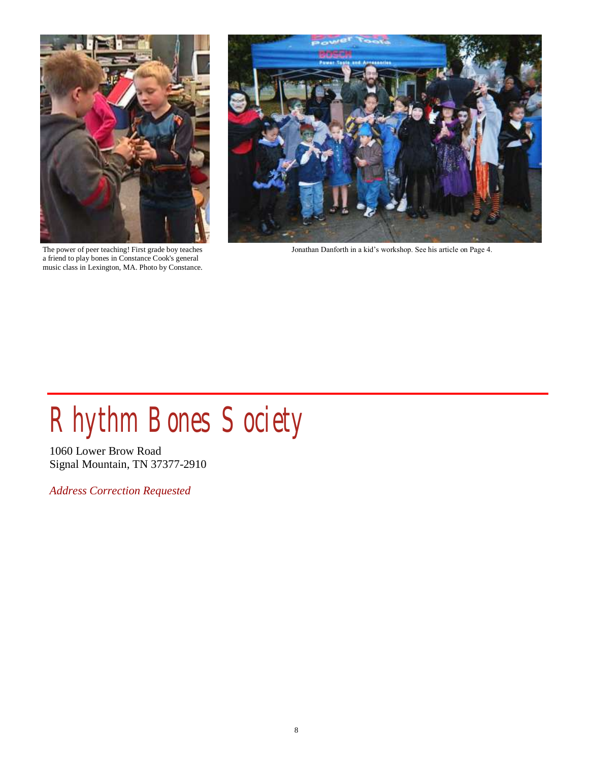The power of peer teaching! First grade boy teaches a friend to play bones in Constance Cook's general music class in Lexington, MA. Photo by Constance.

Jonathan Danforth in a kid's workshop. See his article on Page 4.

# Rhythm Bones Society

1060 Lower Brow Road
Signal Mountain, TN 37377-2910

*Address Correction Requested*